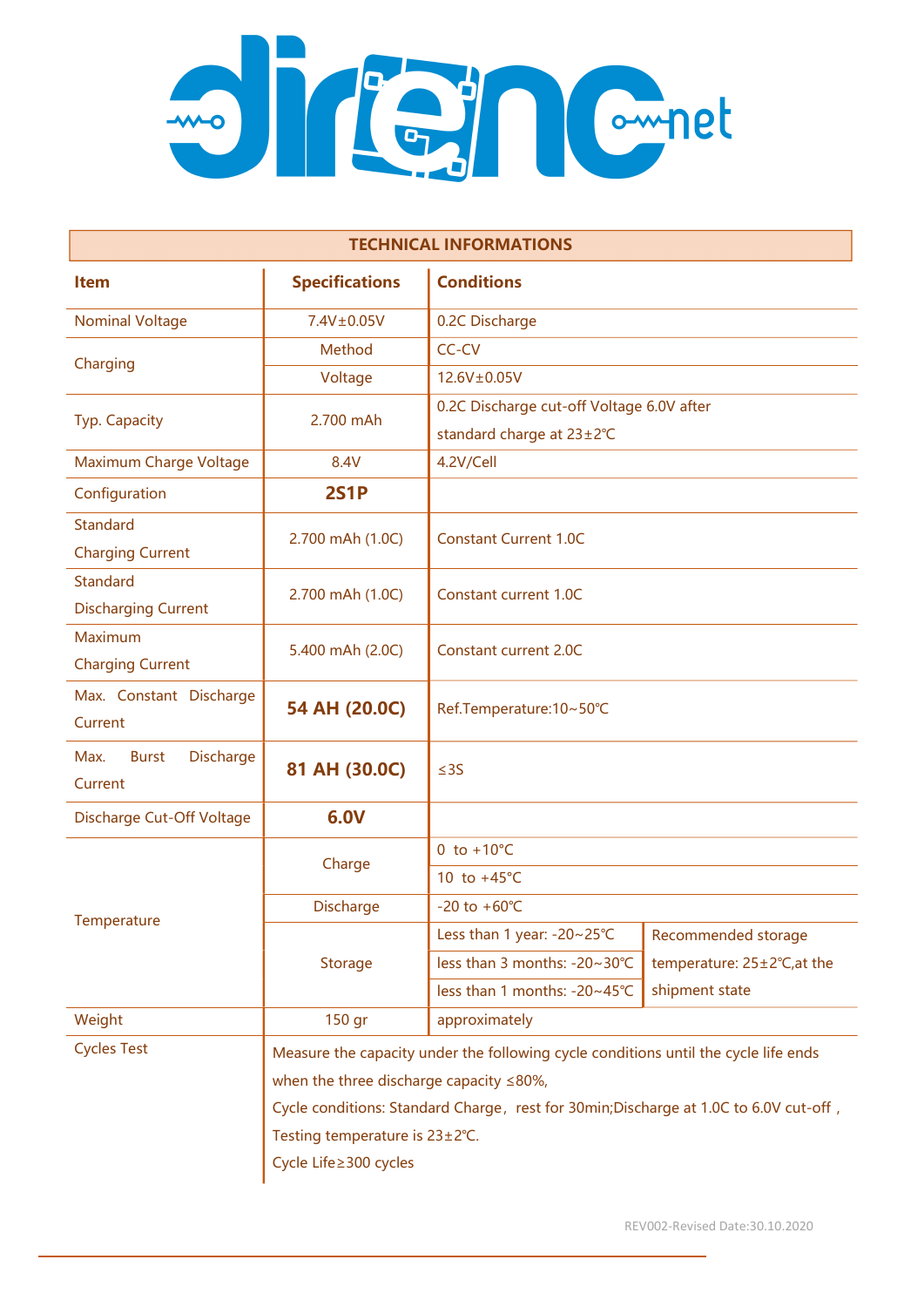## TECHNICAL INFORMATIONS

| Item | Specifications | Conditions | |
|---|---|---|---|
| Nominal Voltage | 7.4V±0.05V | 0.2C Discharge | |
| Charging | Method | CC-CV | |
| | Voltage | 12.6V±0.05V | |
| Typ. Capacity | 2.700 mAh | 0.2C Discharge cut-off Voltage 6.0V after standard charge at 23±2℃ | |
| Maximum Charge Voltage | 8.4V | 4.2V/Cell | |
| Configuration | **2S1P** | | |
| Standard Charging Current | 2.700 mAh (1.0C) | Constant Current 1.0C | |
| Standard Discharging Current | 2.700 mAh (1.0C) | Constant current 1.0C | |
| Maximum Charging Current | 5.400 mAh (2.0C) | Constant current 2.0C | |
| Max. Constant Discharge Current | **54 AH (20.0C)** | Ref.Temperature:10~50℃ | |
| Max. Burst Discharge Current | **81 AH (30.0C)** | ≤3S | |
| Discharge Cut-Off Voltage | **6.0V** | | |
| Temperature | Charge | 0 to +10°C | |
| | | 10 to +45°C | |
| | Discharge | -20 to +60℃ | |
| | Storage | Less than 1 year: -20~25℃ | Recommended storage temperature: 25±2℃,at the shipment state |
| | | less than 3 months: -20~30℃ | |
| | | less than 1 months: -20~45℃ | |
| Weight | 150 gr | approximately | |
| Cycles Test | Measure the capacity under the following cycle conditions until the cycle life ends when the three discharge capacity ≤80%,<br>Cycle conditions: Standard Charge, rest for 30min;Discharge at 1.0C to 6.0V cut-off ,<br>Testing temperature is 23±2℃.<br>Cycle Life≥300 cycles | | |

REV002-Revised Date:30.10.2020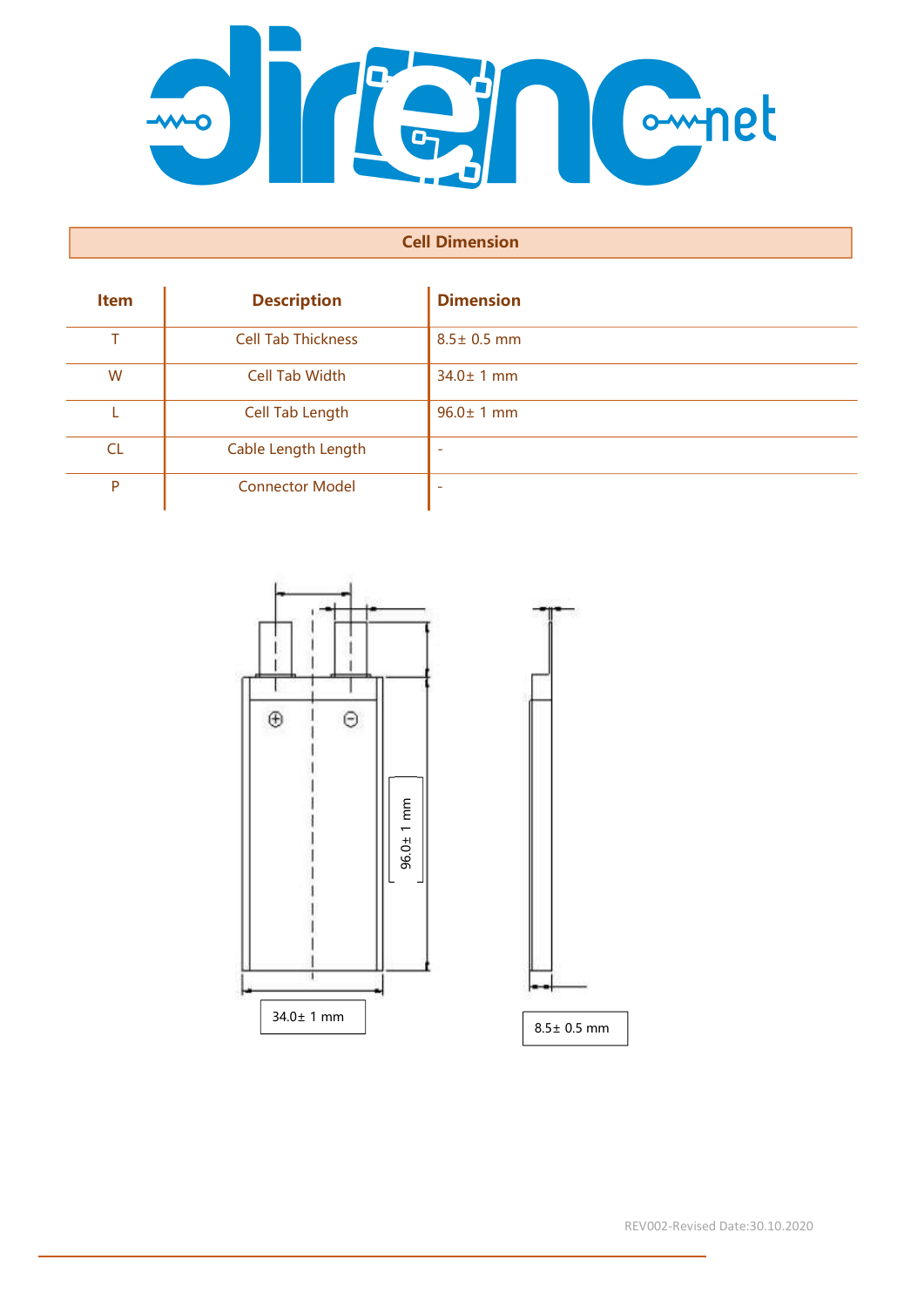## Cell Dimension

| Item | Description | Dimension |
|---|---|---|
| T | Cell Tab Thickness | 8.5± 0.5 mm |
| W | Cell Tab Width | 34.0± 1 mm |
| L | Cell Tab Length | 96.0± 1 mm |
| CL | Cable Length Length | - |
| P | Connector Model | - |

96.0± 1 mm

34.0± 1 mm

8.5± 0.5 mm

REV002-Revised Date:30.10.2020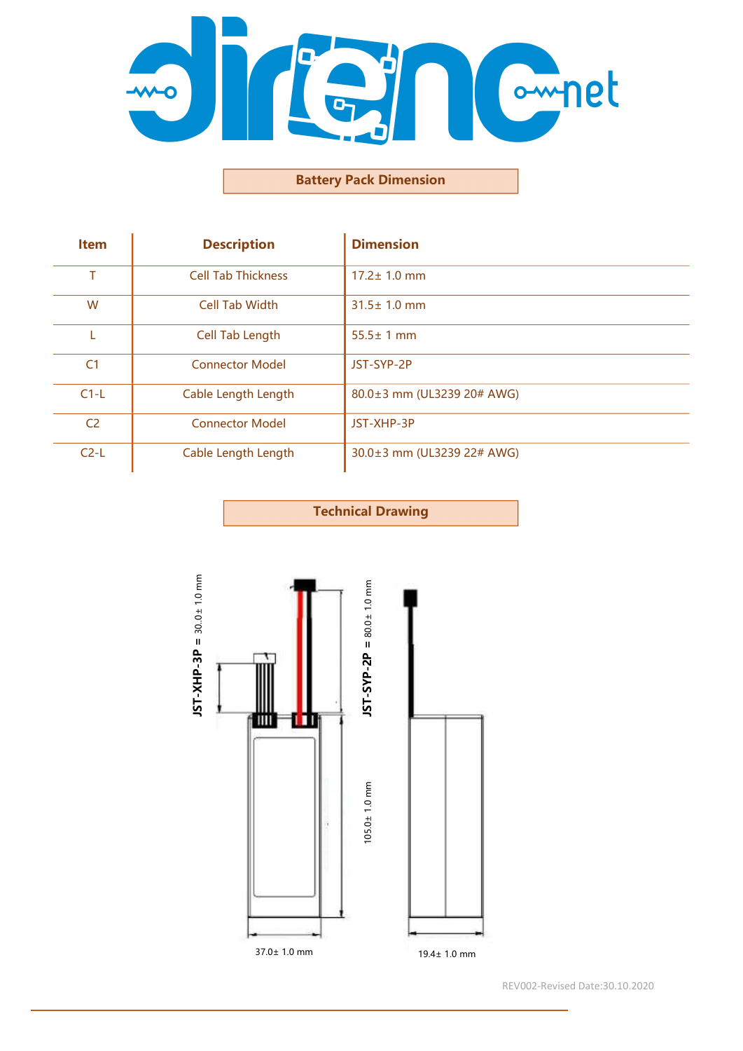## Battery Pack Dimension

| Item | Description | Dimension |
|---|---|---|
| T | Cell Tab Thickness | 17.2± 1.0 mm |
| W | Cell Tab Width | 31.5± 1.0 mm |
| L | Cell Tab Length | 55.5± 1 mm |
| C1 | Connector Model | JST-SYP-2P |
| C1-L | Cable Length Length | 80.0±3 mm (UL3239 20# AWG) |
| C2 | Connector Model | JST-XHP-3P |
| C2-L | Cable Length Length | 30.0±3 mm (UL3239 22# AWG) |

## Technical Drawing

JST-XHP-3P = 30.0± 1.0 mm

JST-SYP-2P = 80.0± 1.0 mm

105.0± 1.0 mm

37.0± 1.0 mm

19.4± 1.0 mm

REV002-Revised Date:30.10.2020